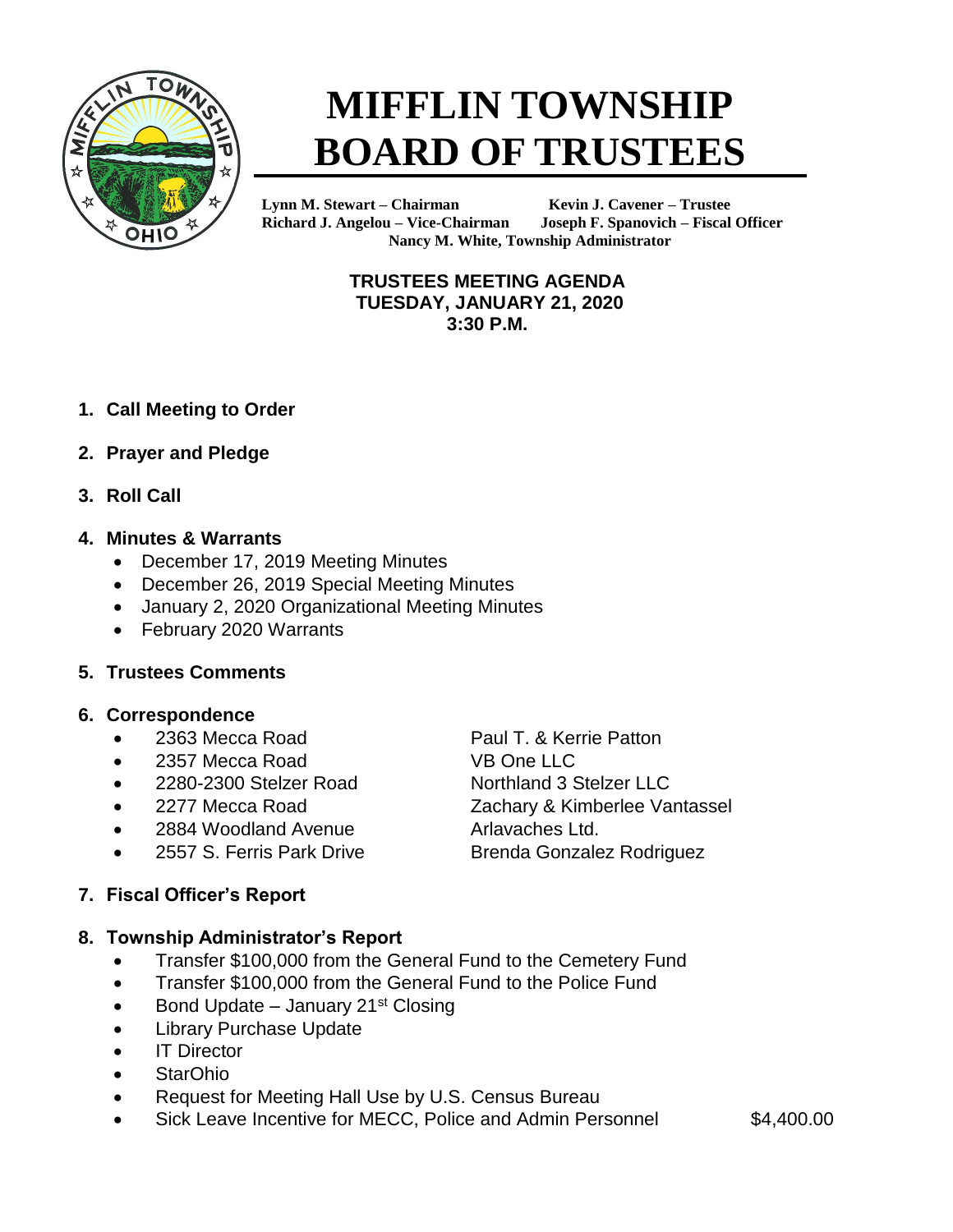# MIFFLIN TOWNSHIP BOARD OF TRUSTEES

**Lynn M. Stewart – Chairman**
**Kevin J. Cavener – Trustee**
**Richard J. Angelou – Vice-Chairman**
**Joseph F. Spanovich – Fiscal Officer**
**Nancy M. White, Township Administrator**

## TRUSTEES MEETING AGENDA
## TUESDAY, JANUARY 21, 2020
## 3:30 P.M.

1. **Call Meeting to Order**

2. **Prayer and Pledge**

3. **Roll Call**

4. **Minutes & Warrants**
   - December 17, 2019 Meeting Minutes
   - December 26, 2019 Special Meeting Minutes
   - January 2, 2020 Organizational Meeting Minutes
   - February 2020 Warrants

5. **Trustees Comments**

6. **Correspondence**
   - 2363 Mecca Road — Paul T. & Kerrie Patton
   - 2357 Mecca Road — VB One LLC
   - 2280-2300 Stelzer Road — Northland 3 Stelzer LLC
   - 2277 Mecca Road — Zachary & Kimberlee Vantassel
   - 2884 Woodland Avenue — Arlavaches Ltd.
   - 2557 S. Ferris Park Drive — Brenda Gonzalez Rodriguez

7. **Fiscal Officer's Report**

8. **Township Administrator's Report**
   - Transfer $100,000 from the General Fund to the Cemetery Fund
   - Transfer $100,000 from the General Fund to the Police Fund
   - Bond Update – January 21st Closing
   - Library Purchase Update
   - IT Director
   - StarOhio
   - Request for Meeting Hall Use by U.S. Census Bureau
   - Sick Leave Incentive for MECC, Police and Admin Personnel — $4,400.00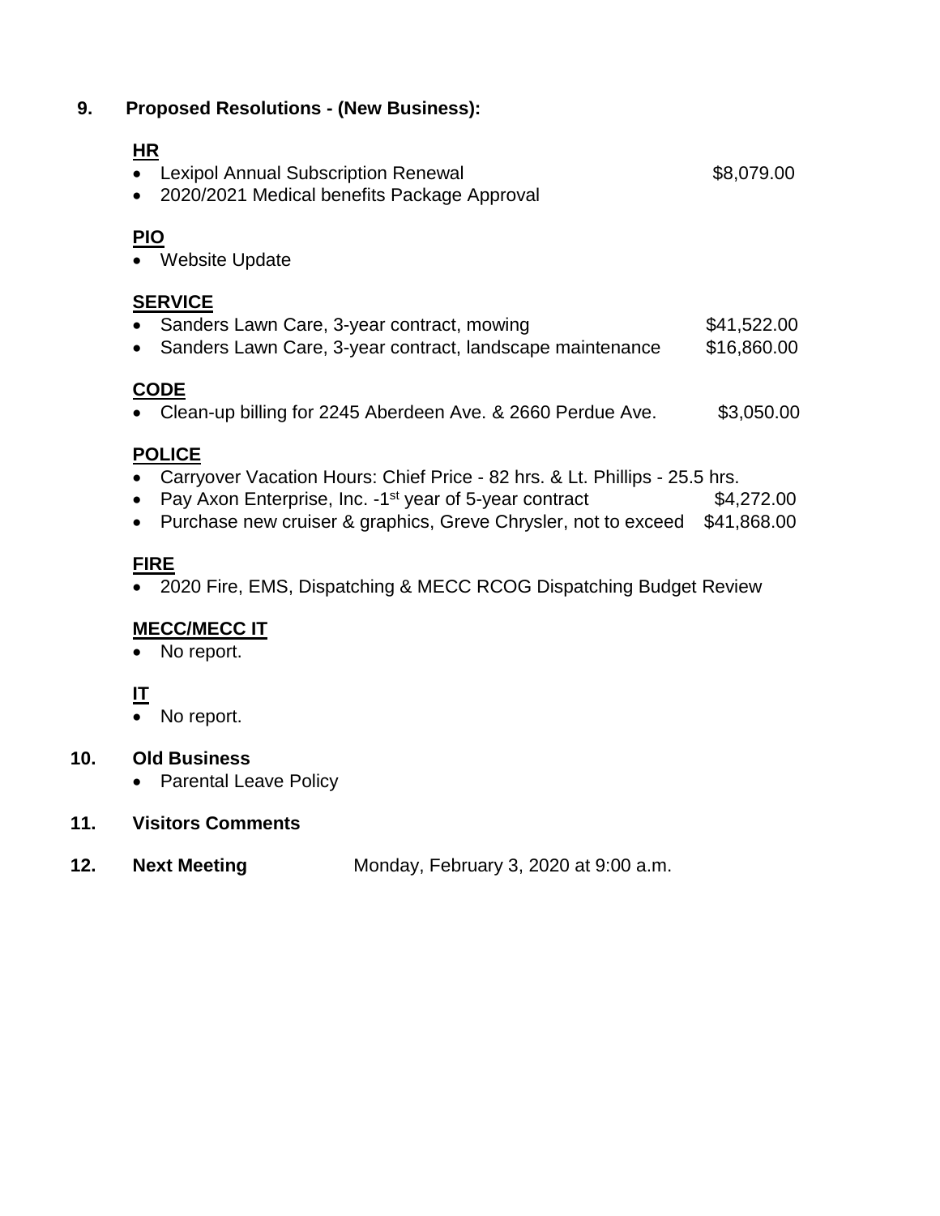**9. Proposed Resolutions - (New Business):**

**HR**

- Lexipol Annual Subscription Renewal $8,079.00
- 2020/2021 Medical benefits Package Approval

**PIO**

- Website Update

**SERVICE**

- Sanders Lawn Care, 3-year contract, mowing $41,522.00
- Sanders Lawn Care, 3-year contract, landscape maintenance $16,860.00

**CODE**

- Clean-up billing for 2245 Aberdeen Ave. & 2660 Perdue Ave. $3,050.00

**POLICE**

- Carryover Vacation Hours: Chief Price - 82 hrs. & Lt. Phillips - 25.5 hrs.
- Pay Axon Enterprise, Inc. -1st year of 5-year contract $4,272.00
- Purchase new cruiser & graphics, Greve Chrysler, not to exceed $41,868.00

**FIRE**

- 2020 Fire, EMS, Dispatching & MECC RCOG Dispatching Budget Review

**MECC/MECC IT**

- No report.

**IT**

- No report.

**10. Old Business**

- Parental Leave Policy

**11. Visitors Comments**

**12. Next Meeting** Monday, February 3, 2020 at 9:00 a.m.